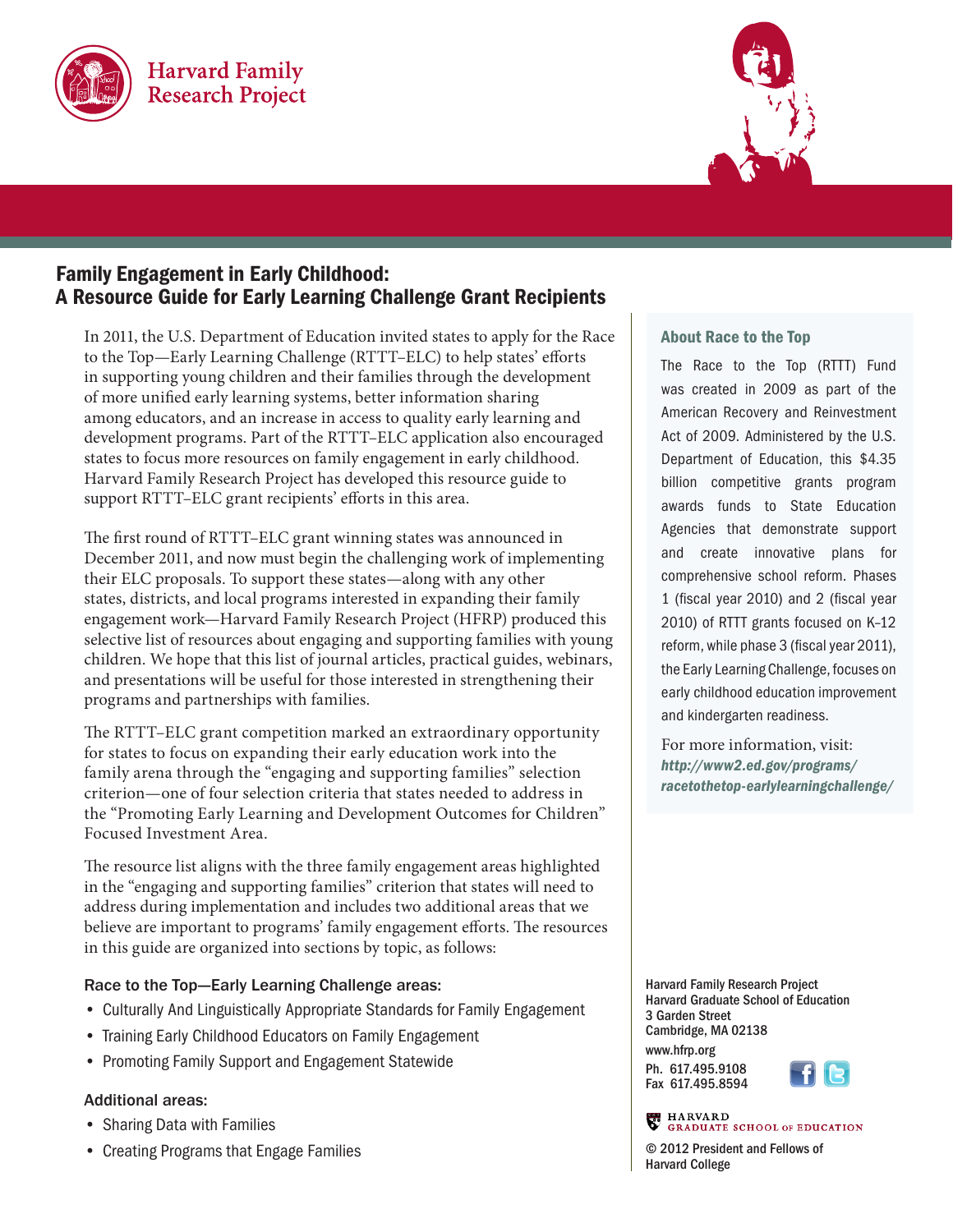Harvard Family Research Project

# Family Engagement in Early Childhood: A Resource Guide for Early Learning Challenge Grant Recipients

In 2011, the U.S. Department of Education invited states to apply for the Race to the Top—Early Learning Challenge (RTTT–ELC) to help states' efforts in supporting young children and their families through the development of more unified early learning systems, better information sharing among educators, and an increase in access to quality early learning and development programs. Part of the RTTT–ELC application also encouraged states to focus more resources on family engagement in early childhood. Harvard Family Research Project has developed this resource guide to support RTTT–ELC grant recipients' efforts in this area.

The first round of RTTT–ELC grant winning states was announced in December 2011, and now must begin the challenging work of implementing their ELC proposals. To support these states—along with any other states, districts, and local programs interested in expanding their family engagement work—Harvard Family Research Project (HFRP) produced this selective list of resources about engaging and supporting families with young children. We hope that this list of journal articles, practical guides, webinars, and presentations will be useful for those interested in strengthening their programs and partnerships with families.

The RTTT–ELC grant competition marked an extraordinary opportunity for states to focus on expanding their early education work into the family arena through the "engaging and supporting families" selection criterion—one of four selection criteria that states needed to address in the "Promoting Early Learning and Development Outcomes for Children" Focused Investment Area.

The resource list aligns with the three family engagement areas highlighted in the "engaging and supporting families" criterion that states will need to address during implementation and includes two additional areas that we believe are important to programs' family engagement efforts. The resources in this guide are organized into sections by topic, as follows:

### Race to the Top—Early Learning Challenge areas:

- Culturally And Linguistically Appropriate Standards for Family Engagement
- Training Early Childhood Educators on Family Engagement
- Promoting Family Support and Engagement Statewide

### Additional areas:

- Sharing Data with Families
- Creating Programs that Engage Families

### About Race to the Top

The Race to the Top (RTTT) Fund was created in 2009 as part of the American Recovery and Reinvestment Act of 2009. Administered by the U.S. Department of Education, this $4.35 billion competitive grants program awards funds to State Education Agencies that demonstrate support and create innovative plans for comprehensive school reform. Phases 1 (fiscal year 2010) and 2 (fiscal year 2010) of RTTT grants focused on K–12 reform, while phase 3 (fiscal year 2011), the Early Learning Challenge, focuses on early childhood education improvement and kindergarten readiness.

For more information, visit: *http://www2.ed.gov/programs/racetothetop-earlylearningchallenge/*

Harvard Family Research Project
Harvard Graduate School of Education
3 Garden Street
Cambridge, MA 02138
www.hfrp.org
Ph. 617.495.9108
Fax 617.495.8594

HARVARD GRADUATE SCHOOL OF EDUCATION

© 2012 President and Fellows of Harvard College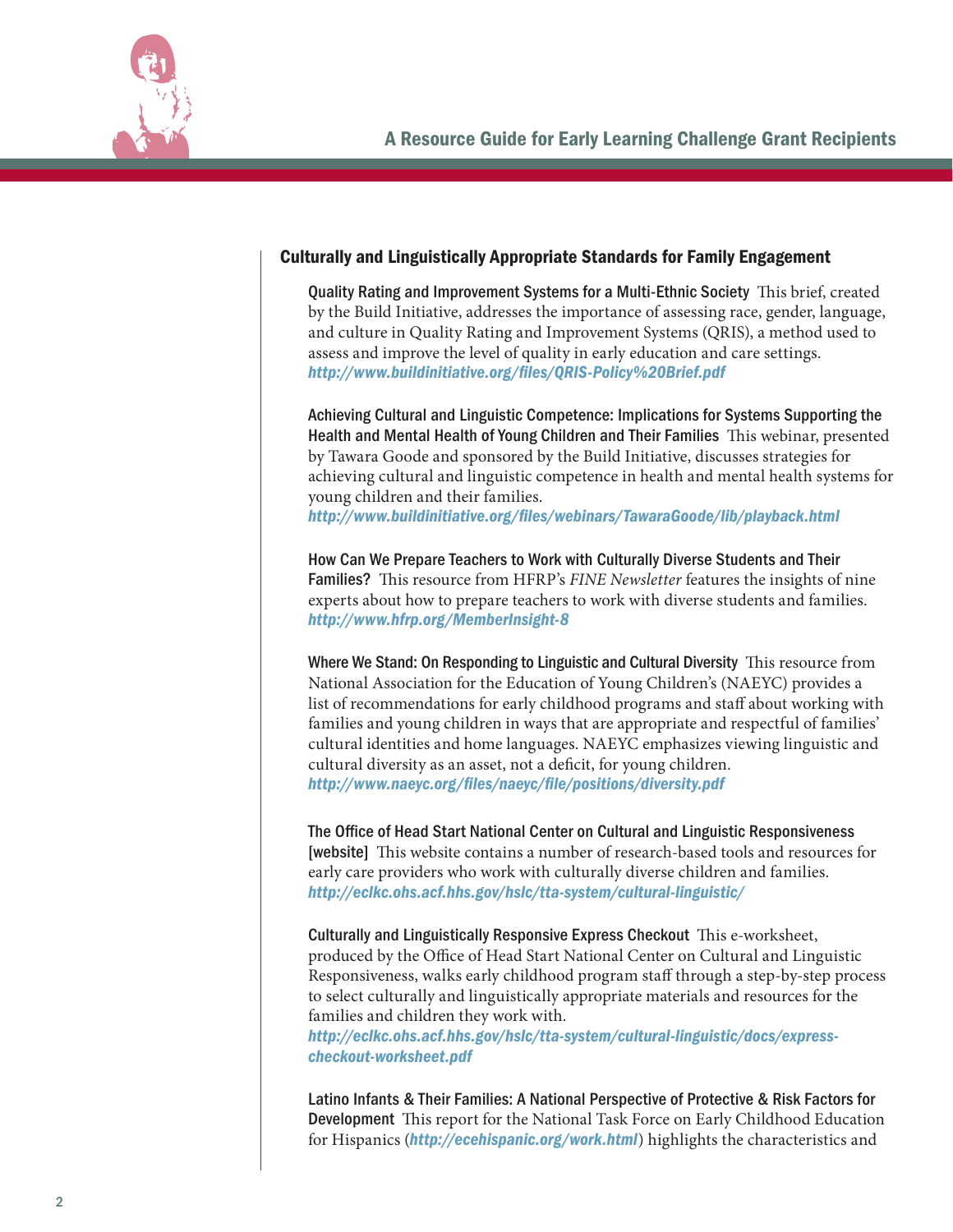## Culturally and Linguistically Appropriate Standards for Family Engagement

**Quality Rating and Improvement Systems for a Multi-Ethnic Society** This brief, created by the Build Initiative, addresses the importance of assessing race, gender, language, and culture in Quality Rating and Improvement Systems (QRIS), a method used to assess and improve the level of quality in early education and care settings.
*http://www.buildinitiative.org/files/QRIS-Policy%20Brief.pdf*

**Achieving Cultural and Linguistic Competence: Implications for Systems Supporting the Health and Mental Health of Young Children and Their Families** This webinar, presented by Tawara Goode and sponsored by the Build Initiative, discusses strategies for achieving cultural and linguistic competence in health and mental health systems for young children and their families.
*http://www.buildinitiative.org/files/webinars/TawaraGoode/lib/playback.html*

**How Can We Prepare Teachers to Work with Culturally Diverse Students and Their Families?** This resource from HFRP's *FINE Newsletter* features the insights of nine experts about how to prepare teachers to work with diverse students and families.
*http://www.hfrp.org/MemberInsight-8*

**Where We Stand: On Responding to Linguistic and Cultural Diversity** This resource from National Association for the Education of Young Children's (NAEYC) provides a list of recommendations for early childhood programs and staff about working with families and young children in ways that are appropriate and respectful of families' cultural identities and home languages. NAEYC emphasizes viewing linguistic and cultural diversity as an asset, not a deficit, for young children.
*http://www.naeyc.org/files/naeyc/file/positions/diversity.pdf*

**The Office of Head Start National Center on Cultural and Linguistic Responsiveness [website]** This website contains a number of research-based tools and resources for early care providers who work with culturally diverse children and families.
*http://eclkc.ohs.acf.hhs.gov/hslc/tta-system/cultural-linguistic/*

**Culturally and Linguistically Responsive Express Checkout** This e-worksheet, produced by the Office of Head Start National Center on Cultural and Linguistic Responsiveness, walks early childhood program staff through a step-by-step process to select culturally and linguistically appropriate materials and resources for the families and children they work with.
*http://eclkc.ohs.acf.hhs.gov/hslc/tta-system/cultural-linguistic/docs/express-checkout-worksheet.pdf*

**Latino Infants & Their Families: A National Perspective of Protective & Risk Factors for Development** This report for the National Task Force on Early Childhood Education for Hispanics (*http://ecehispanic.org/work.html*) highlights the characteristics and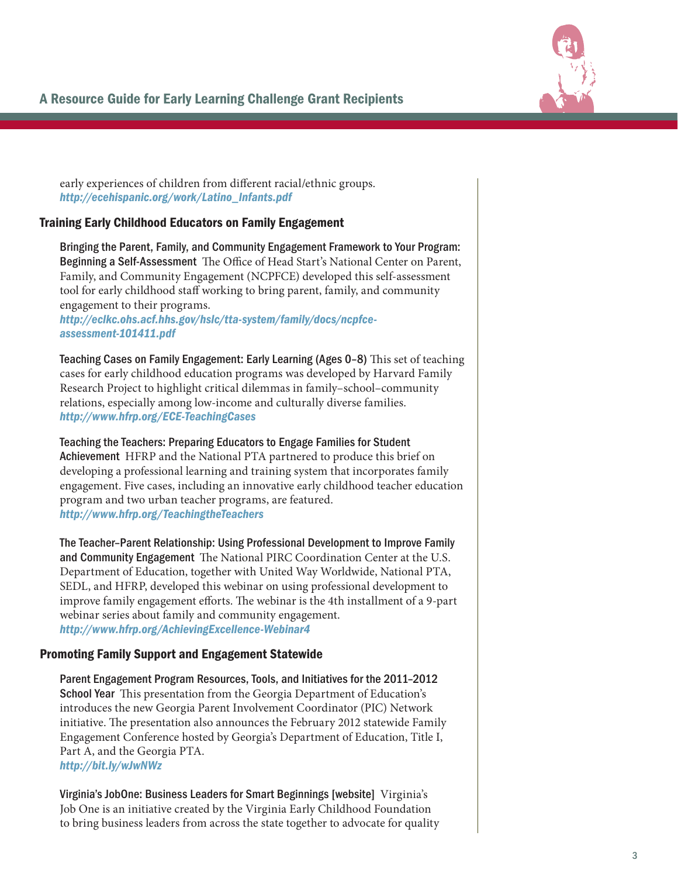early experiences of children from different racial/ethnic groups.
*http://ecehispanic.org/work/Latino_Infants.pdf*

## Training Early Childhood Educators on Family Engagement

**Bringing the Parent, Family, and Community Engagement Framework to Your Program: Beginning a Self-Assessment** The Office of Head Start's National Center on Parent, Family, and Community Engagement (NCPFCE) developed this self-assessment tool for early childhood staff working to bring parent, family, and community engagement to their programs.
*http://eclkc.ohs.acf.hhs.gov/hslc/tta-system/family/docs/ncpfce-assessment-101411.pdf*

**Teaching Cases on Family Engagement: Early Learning (Ages 0–8)** This set of teaching cases for early childhood education programs was developed by Harvard Family Research Project to highlight critical dilemmas in family–school–community relations, especially among low-income and culturally diverse families.
*http://www.hfrp.org/ECE-TeachingCases*

**Teaching the Teachers: Preparing Educators to Engage Families for Student Achievement** HFRP and the National PTA partnered to produce this brief on developing a professional learning and training system that incorporates family engagement. Five cases, including an innovative early childhood teacher education program and two urban teacher programs, are featured.
*http://www.hfrp.org/TeachingtheTeachers*

**The Teacher–Parent Relationship: Using Professional Development to Improve Family and Community Engagement** The National PIRC Coordination Center at the U.S. Department of Education, together with United Way Worldwide, National PTA, SEDL, and HFRP, developed this webinar on using professional development to improve family engagement efforts. The webinar is the 4th installment of a 9-part webinar series about family and community engagement.
*http://www.hfrp.org/AchievingExcellence-Webinar4*

## Promoting Family Support and Engagement Statewide

**Parent Engagement Program Resources, Tools, and Initiatives for the 2011–2012 School Year** This presentation from the Georgia Department of Education's introduces the new Georgia Parent Involvement Coordinator (PIC) Network initiative. The presentation also announces the February 2012 statewide Family Engagement Conference hosted by Georgia's Department of Education, Title I, Part A, and the Georgia PTA.
*http://bit.ly/wJwNWz*

**Virginia's JobOne: Business Leaders for Smart Beginnings [website]** Virginia's Job One is an initiative created by the Virginia Early Childhood Foundation to bring business leaders from across the state together to advocate for quality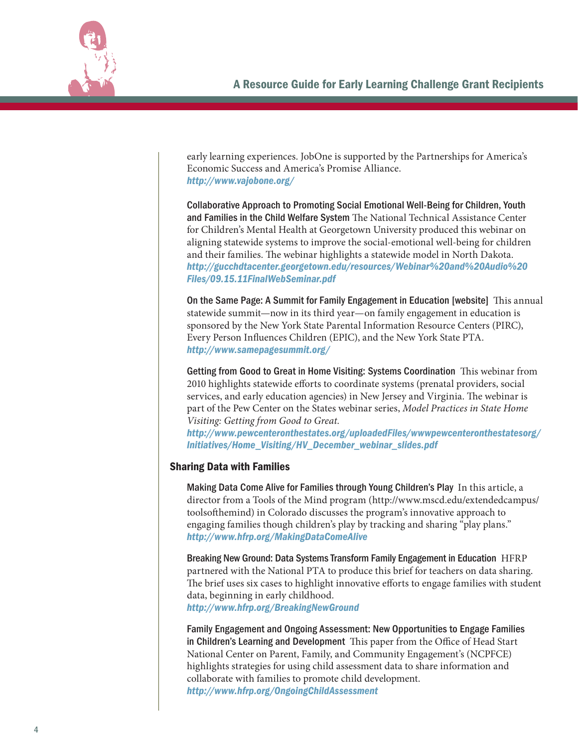early learning experiences. JobOne is supported by the Partnerships for America's Economic Success and America's Promise Alliance.
*http://www.vajobone.org/*

**Collaborative Approach to Promoting Social Emotional Well-Being for Children, Youth and Families in the Child Welfare System** The National Technical Assistance Center for Children's Mental Health at Georgetown University produced this webinar on aligning statewide systems to improve the social-emotional well-being for children and their families. The webinar highlights a statewide model in North Dakota.
*http://gucchdtacenter.georgetown.edu/resources/Webinar%20and%20Audio%20Files/09.15.11FinalWebSeminar.pdf*

**On the Same Page: A Summit for Family Engagement in Education [website]** This annual statewide summit—now in its third year—on family engagement in education is sponsored by the New York State Parental Information Resource Centers (PIRC), Every Person Influences Children (EPIC), and the New York State PTA.
*http://www.samepagesummit.org/*

**Getting from Good to Great in Home Visiting: Systems Coordination** This webinar from 2010 highlights statewide efforts to coordinate systems (prenatal providers, social services, and early education agencies) in New Jersey and Virginia. The webinar is part of the Pew Center on the States webinar series, *Model Practices in State Home Visiting: Getting from Good to Great.*
*http://www.pewcenteronthestates.org/uploadedFiles/wwwpewcenteronthestatesorg/Initiatives/Home_Visiting/HV_December_webinar_slides.pdf*

## Sharing Data with Families

**Making Data Come Alive for Families through Young Children's Play** In this article, a director from a Tools of the Mind program (http://www.mscd.edu/extendedcampus/toolsofthemind) in Colorado discusses the program's innovative approach to engaging families though children's play by tracking and sharing "play plans."
*http://www.hfrp.org/MakingDataComeAlive*

**Breaking New Ground: Data Systems Transform Family Engagement in Education** HFRP partnered with the National PTA to produce this brief for teachers on data sharing. The brief uses six cases to highlight innovative efforts to engage families with student data, beginning in early childhood.
*http://www.hfrp.org/BreakingNewGround*

**Family Engagement and Ongoing Assessment: New Opportunities to Engage Families in Children's Learning and Development** This paper from the Office of Head Start National Center on Parent, Family, and Community Engagement's (NCPFCE) highlights strategies for using child assessment data to share information and collaborate with families to promote child development.
*http://www.hfrp.org/OngoingChildAssessment*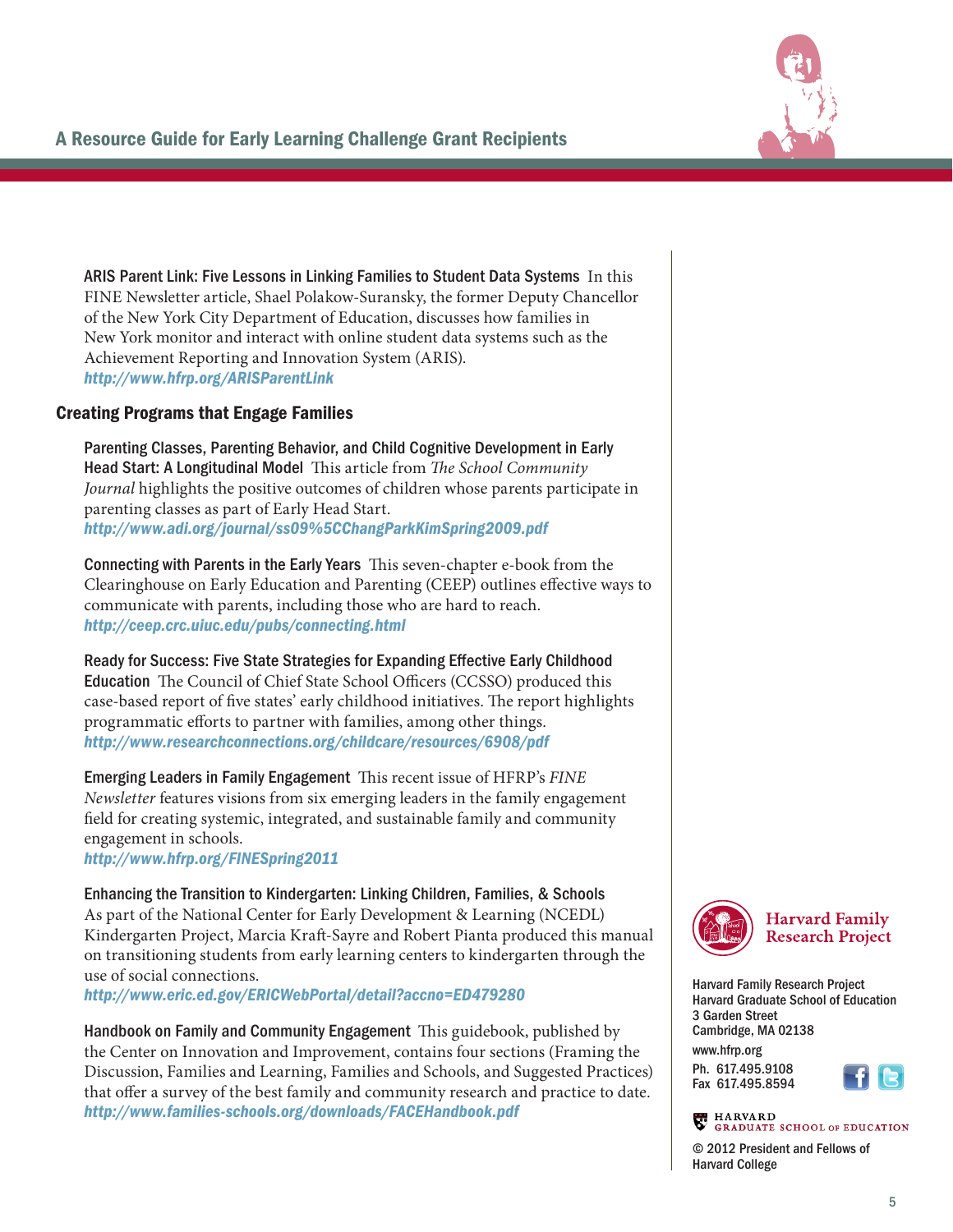**ARIS Parent Link: Five Lessons in Linking Families to Student Data Systems** In this FINE Newsletter article, Shael Polakow-Suransky, the former Deputy Chancellor of the New York City Department of Education, discusses how families in New York monitor and interact with online student data systems such as the Achievement Reporting and Innovation System (ARIS).
*http://www.hfrp.org/ARISParentLink*

## Creating Programs that Engage Families

**Parenting Classes, Parenting Behavior, and Child Cognitive Development in Early Head Start: A Longitudinal Model** This article from *The School Community Journal* highlights the positive outcomes of children whose parents participate in parenting classes as part of Early Head Start.
*http://www.adi.org/journal/ss09%5CChangParkKimSpring2009.pdf*

**Connecting with Parents in the Early Years** This seven-chapter e-book from the Clearinghouse on Early Education and Parenting (CEEP) outlines effective ways to communicate with parents, including those who are hard to reach.
*http://ceep.crc.uiuc.edu/pubs/connecting.html*

**Ready for Success: Five State Strategies for Expanding Effective Early Childhood Education** The Council of Chief State School Officers (CCSSO) produced this case-based report of five states' early childhood initiatives. The report highlights programmatic efforts to partner with families, among other things.
*http://www.researchconnections.org/childcare/resources/6908/pdf*

**Emerging Leaders in Family Engagement** This recent issue of HFRP's *FINE Newsletter* features visions from six emerging leaders in the family engagement field for creating systemic, integrated, and sustainable family and community engagement in schools.
*http://www.hfrp.org/FINESpring2011*

**Enhancing the Transition to Kindergarten: Linking Children, Families, & Schools** As part of the National Center for Early Development & Learning (NCEDL) Kindergarten Project, Marcia Kraft-Sayre and Robert Pianta produced this manual on transitioning students from early learning centers to kindergarten through the use of social connections.
*http://www.eric.ed.gov/ERICWebPortal/detail?accno=ED479280*

**Handbook on Family and Community Engagement** This guidebook, published by the Center on Innovation and Improvement, contains four sections (Framing the Discussion, Families and Learning, Families and Schools, and Suggested Practices) that offer a survey of the best family and community research and practice to date.
*http://www.families-schools.org/downloads/FACEHandbook.pdf*

Harvard Family Research Project

Harvard Family Research Project
Harvard Graduate School of Education
3 Garden Street
Cambridge, MA 02138
www.hfrp.org
Ph. 617.495.9108
Fax 617.495.8594

HARVARD GRADUATE SCHOOL OF EDUCATION

© 2012 President and Fellows of Harvard College